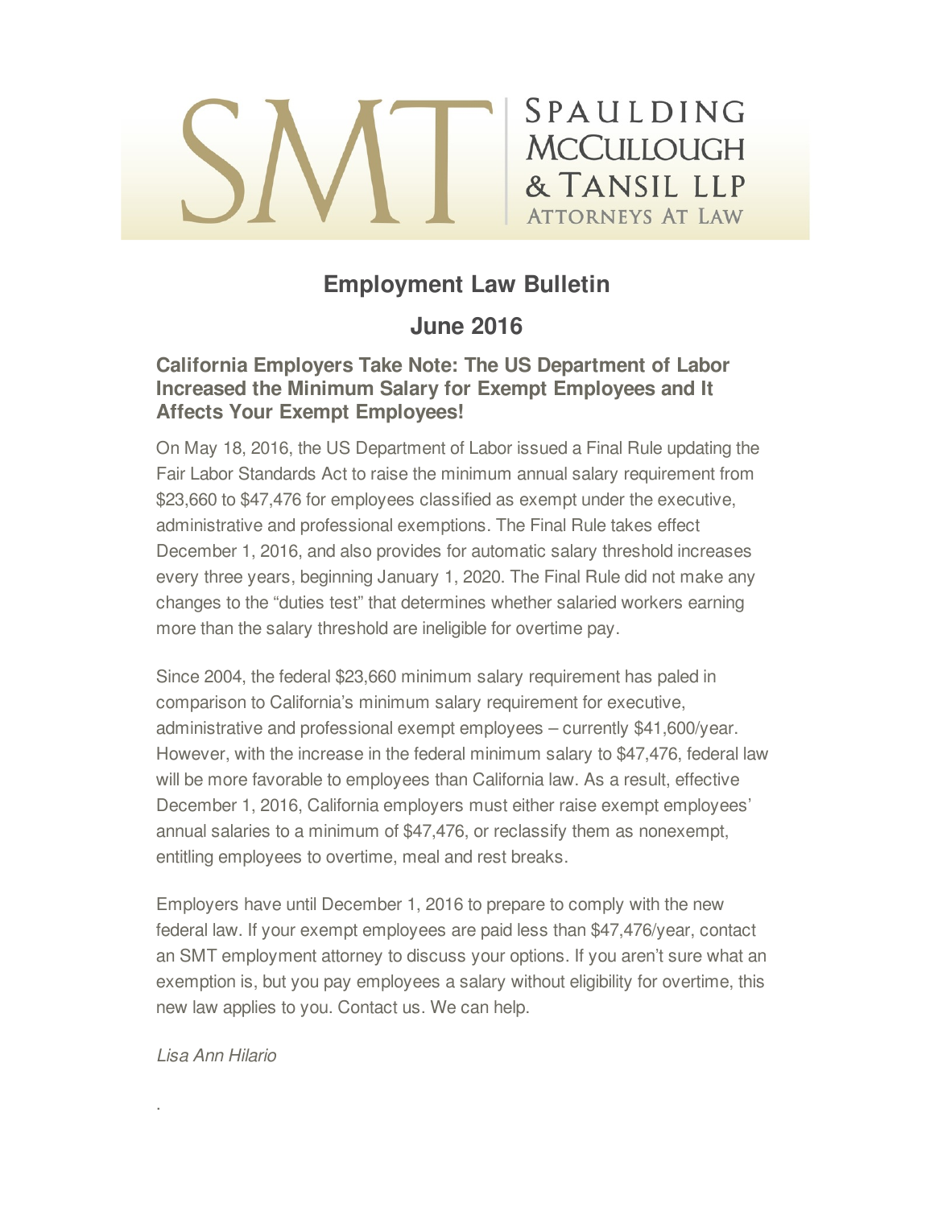SMT | SPAULDING McCULLOUGH & TANSIL LLP ATTORNEYS AT LAW

# Employment Law Bulletin

## June 2016

### California Employers Take Note: The US Department of Labor Increased the Minimum Salary for Exempt Employees and It Affects Your Exempt Employees!

On May 18, 2016, the US Department of Labor issued a Final Rule updating the Fair Labor Standards Act to raise the minimum annual salary requirement from $23,660 to $47,476 for employees classified as exempt under the executive, administrative and professional exemptions. The Final Rule takes effect December 1, 2016, and also provides for automatic salary threshold increases every three years, beginning January 1, 2020. The Final Rule did not make any changes to the "duties test" that determines whether salaried workers earning more than the salary threshold are ineligible for overtime pay.

Since 2004, the federal $23,660 minimum salary requirement has paled in comparison to California's minimum salary requirement for executive, administrative and professional exempt employees – currently $41,600/year. However, with the increase in the federal minimum salary to $47,476, federal law will be more favorable to employees than California law. As a result, effective December 1, 2016, California employers must either raise exempt employees' annual salaries to a minimum of $47,476, or reclassify them as nonexempt, entitling employees to overtime, meal and rest breaks.

Employers have until December 1, 2016 to prepare to comply with the new federal law. If your exempt employees are paid less than $47,476/year, contact an SMT employment attorney to discuss your options. If you aren't sure what an exemption is, but you pay employees a salary without eligibility for overtime, this new law applies to you. Contact us. We can help.

*Lisa Ann Hilario*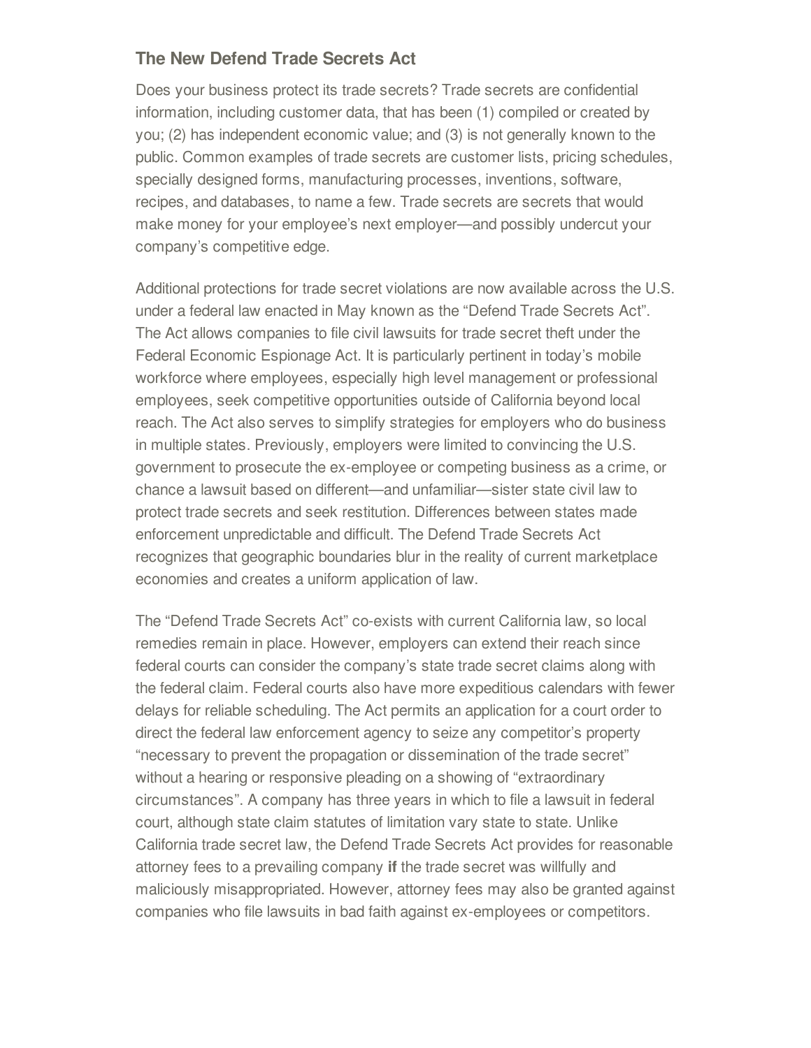### The New Defend Trade Secrets Act

Does your business protect its trade secrets? Trade secrets are confidential information, including customer data, that has been (1) compiled or created by you; (2) has independent economic value; and (3) is not generally known to the public. Common examples of trade secrets are customer lists, pricing schedules, specially designed forms, manufacturing processes, inventions, software, recipes, and databases, to name a few. Trade secrets are secrets that would make money for your employee's next employer—and possibly undercut your company's competitive edge.

Additional protections for trade secret violations are now available across the U.S. under a federal law enacted in May known as the "Defend Trade Secrets Act". The Act allows companies to file civil lawsuits for trade secret theft under the Federal Economic Espionage Act. It is particularly pertinent in today's mobile workforce where employees, especially high level management or professional employees, seek competitive opportunities outside of California beyond local reach. The Act also serves to simplify strategies for employers who do business in multiple states. Previously, employers were limited to convincing the U.S. government to prosecute the ex-employee or competing business as a crime, or chance a lawsuit based on different—and unfamiliar—sister state civil law to protect trade secrets and seek restitution. Differences between states made enforcement unpredictable and difficult. The Defend Trade Secrets Act recognizes that geographic boundaries blur in the reality of current marketplace economies and creates a uniform application of law.

The "Defend Trade Secrets Act" co-exists with current California law, so local remedies remain in place. However, employers can extend their reach since federal courts can consider the company's state trade secret claims along with the federal claim. Federal courts also have more expeditious calendars with fewer delays for reliable scheduling. The Act permits an application for a court order to direct the federal law enforcement agency to seize any competitor's property "necessary to prevent the propagation or dissemination of the trade secret" without a hearing or responsive pleading on a showing of "extraordinary circumstances". A company has three years in which to file a lawsuit in federal court, although state claim statutes of limitation vary state to state. Unlike California trade secret law, the Defend Trade Secrets Act provides for reasonable attorney fees to a prevailing company **if** the trade secret was willfully and maliciously misappropriated. However, attorney fees may also be granted against companies who file lawsuits in bad faith against ex-employees or competitors.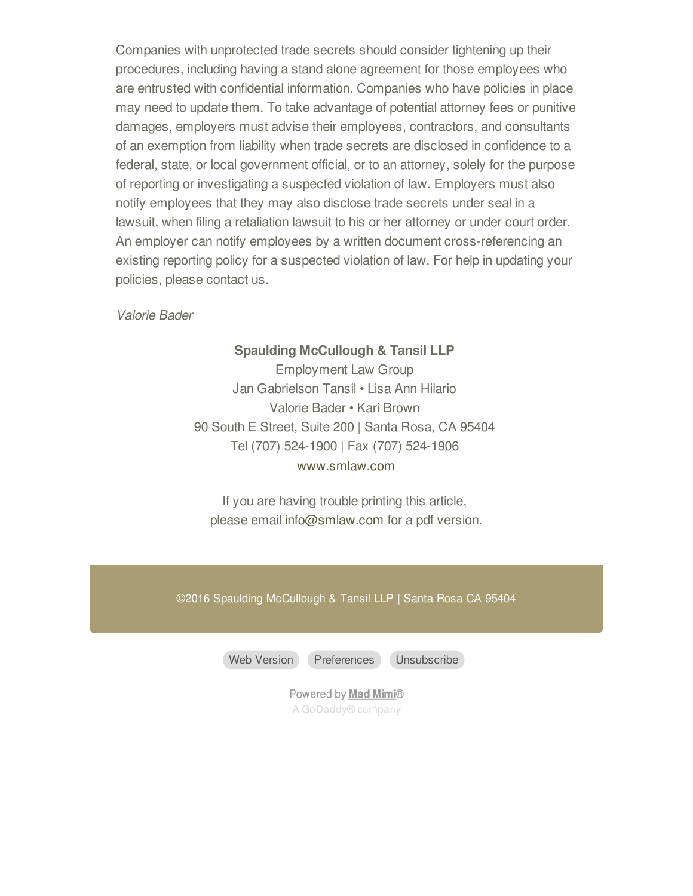Companies with unprotected trade secrets should consider tightening up their procedures, including having a stand alone agreement for those employees who are entrusted with confidential information. Companies who have policies in place may need to update them. To take advantage of potential attorney fees or punitive damages, employers must advise their employees, contractors, and consultants of an exemption from liability when trade secrets are disclosed in confidence to a federal, state, or local government official, or to an attorney, solely for the purpose of reporting or investigating a suspected violation of law. Employers must also notify employees that they may also disclose trade secrets under seal in a lawsuit, when filing a retaliation lawsuit to his or her attorney or under court order. An employer can notify employees by a written document cross-referencing an existing reporting policy for a suspected violation of law. For help in updating your policies, please contact us.

*Valorie Bader*

**Spaulding McCullough & Tansil LLP**
Employment Law Group
Jan Gabrielson Tansil • Lisa Ann Hilario
Valorie Bader • Kari Brown
90 South E Street, Suite 200 | Santa Rosa, CA 95404
Tel (707) 524-1900 | Fax (707) 524-1906
www.smlaw.com

If you are having trouble printing this article,
please email info@smlaw.com for a pdf version.

©2016 Spaulding McCullough & Tansil LLP | Santa Rosa CA 95404

Web Version | Preferences | Unsubscribe

Powered by Mad Mimi®
A GoDaddy® company